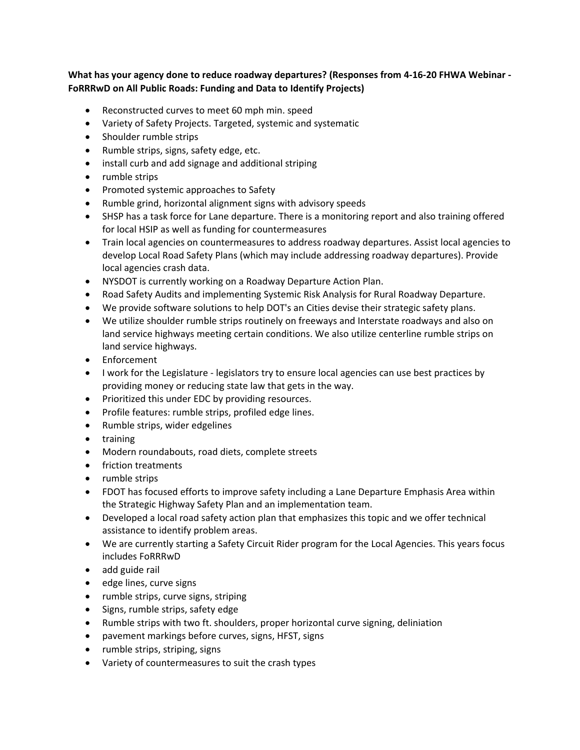**What has your agency done to reduce roadway departures? (Responses from 4-16-20 FHWA Webinar - FoRRRwD on All Public Roads: Funding and Data to Identify Projects)**

- Reconstructed curves to meet 60 mph min. speed
- Variety of Safety Projects. Targeted, systemic and systematic
- Shoulder rumble strips
- Rumble strips, signs, safety edge, etc.
- install curb and add signage and additional striping
- rumble strips
- Promoted systemic approaches to Safety
- Rumble grind, horizontal alignment signs with advisory speeds
- SHSP has a task force for Lane departure. There is a monitoring report and also training offered for local HSIP as well as funding for countermeasures
- Train local agencies on countermeasures to address roadway departures. Assist local agencies to develop Local Road Safety Plans (which may include addressing roadway departures). Provide local agencies crash data.
- NYSDOT is currently working on a Roadway Departure Action Plan.
- Road Safety Audits and implementing Systemic Risk Analysis for Rural Roadway Departure.
- We provide software solutions to help DOT's an Cities devise their strategic safety plans.
- We utilize shoulder rumble strips routinely on freeways and Interstate roadways and also on land service highways meeting certain conditions. We also utilize centerline rumble strips on land service highways.
- Enforcement
- I work for the Legislature - legislators try to ensure local agencies can use best practices by providing money or reducing state law that gets in the way.
- Prioritized this under EDC by providing resources.
- Profile features: rumble strips, profiled edge lines.
- Rumble strips, wider edgelines
- training
- Modern roundabouts, road diets, complete streets
- friction treatments
- rumble strips
- FDOT has focused efforts to improve safety including a Lane Departure Emphasis Area within the Strategic Highway Safety Plan and an implementation team.
- Developed a local road safety action plan that emphasizes this topic and we offer technical assistance to identify problem areas.
- We are currently starting a Safety Circuit Rider program for the Local Agencies. This years focus includes FoRRRwD
- add guide rail
- edge lines, curve signs
- rumble strips, curve signs, striping
- Signs, rumble strips, safety edge
- Rumble strips with two ft. shoulders, proper horizontal curve signing, deliniation
- pavement markings before curves, signs, HFST, signs
- rumble strips, striping, signs
- Variety of countermeasures to suit the crash types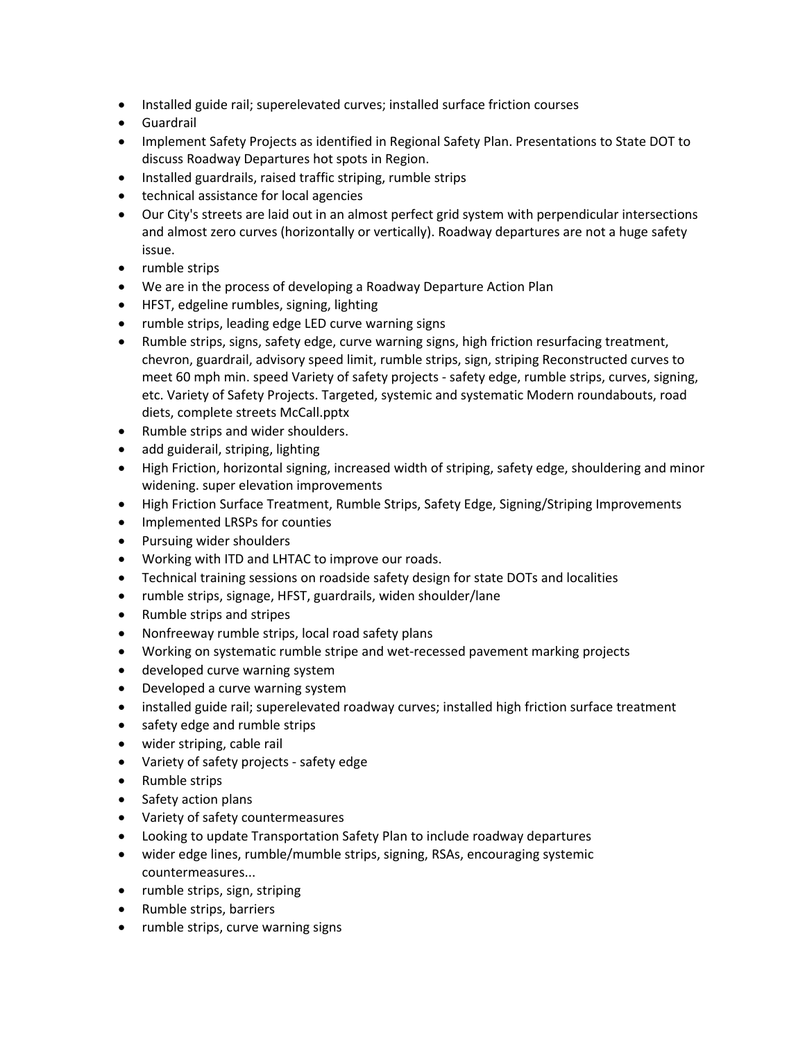- Installed guide rail; superelevated curves; installed surface friction courses
- Guardrail
- Implement Safety Projects as identified in Regional Safety Plan. Presentations to State DOT to discuss Roadway Departures hot spots in Region.
- Installed guardrails, raised traffic striping, rumble strips
- technical assistance for local agencies
- Our City's streets are laid out in an almost perfect grid system with perpendicular intersections and almost zero curves (horizontally or vertically). Roadway departures are not a huge safety issue.
- rumble strips
- We are in the process of developing a Roadway Departure Action Plan
- HFST, edgeline rumbles, signing, lighting
- rumble strips, leading edge LED curve warning signs
- Rumble strips, signs, safety edge, curve warning signs, high friction resurfacing treatment, chevron, guardrail, advisory speed limit, rumble strips, sign, striping Reconstructed curves to meet 60 mph min. speed Variety of safety projects - safety edge, rumble strips, curves, signing, etc. Variety of Safety Projects. Targeted, systemic and systematic Modern roundabouts, road diets, complete streets McCall.pptx
- Rumble strips and wider shoulders.
- add guiderail, striping, lighting
- High Friction, horizontal signing, increased width of striping, safety edge, shouldering and minor widening. super elevation improvements
- High Friction Surface Treatment, Rumble Strips, Safety Edge, Signing/Striping Improvements
- Implemented LRSPs for counties
- Pursuing wider shoulders
- Working with ITD and LHTAC to improve our roads.
- Technical training sessions on roadside safety design for state DOTs and localities
- rumble strips, signage, HFST, guardrails, widen shoulder/lane
- Rumble strips and stripes
- Nonfreeway rumble strips, local road safety plans
- Working on systematic rumble stripe and wet-recessed pavement marking projects
- developed curve warning system
- Developed a curve warning system
- installed guide rail; superelevated roadway curves; installed high friction surface treatment
- safety edge and rumble strips
- wider striping, cable rail
- Variety of safety projects - safety edge
- Rumble strips
- Safety action plans
- Variety of safety countermeasures
- Looking to update Transportation Safety Plan to include roadway departures
- wider edge lines, rumble/mumble strips, signing, RSAs, encouraging systemic countermeasures...
- rumble strips, sign, striping
- Rumble strips, barriers
- rumble strips, curve warning signs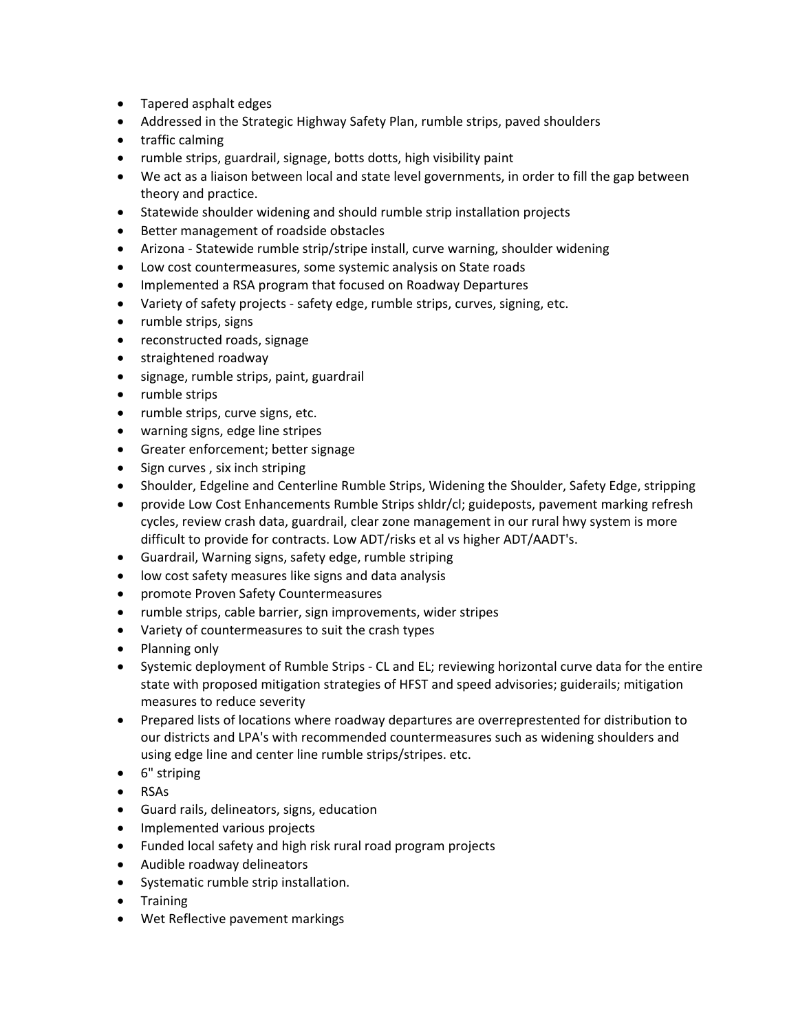- Tapered asphalt edges
- Addressed in the Strategic Highway Safety Plan, rumble strips, paved shoulders
- traffic calming
- rumble strips, guardrail, signage, botts dotts, high visibility paint
- We act as a liaison between local and state level governments, in order to fill the gap between theory and practice.
- Statewide shoulder widening and should rumble strip installation projects
- Better management of roadside obstacles
- Arizona - Statewide rumble strip/stripe install, curve warning, shoulder widening
- Low cost countermeasures, some systemic analysis on State roads
- Implemented a RSA program that focused on Roadway Departures
- Variety of safety projects - safety edge, rumble strips, curves, signing, etc.
- rumble strips, signs
- reconstructed roads, signage
- straightened roadway
- signage, rumble strips, paint, guardrail
- rumble strips
- rumble strips, curve signs, etc.
- warning signs, edge line stripes
- Greater enforcement; better signage
- Sign curves , six inch striping
- Shoulder, Edgeline and Centerline Rumble Strips, Widening the Shoulder, Safety Edge, stripping
- provide Low Cost Enhancements Rumble Strips shldr/cl; guideposts, pavement marking refresh cycles, review crash data, guardrail, clear zone management in our rural hwy system is more difficult to provide for contracts. Low ADT/risks et al vs higher ADT/AADT's.
- Guardrail, Warning signs, safety edge, rumble striping
- low cost safety measures like signs and data analysis
- promote Proven Safety Countermeasures
- rumble strips, cable barrier, sign improvements, wider stripes
- Variety of countermeasures to suit the crash types
- Planning only
- Systemic deployment of Rumble Strips - CL and EL; reviewing horizontal curve data for the entire state with proposed mitigation strategies of HFST and speed advisories; guiderails; mitigation measures to reduce severity
- Prepared lists of locations where roadway departures are overrepresented for distribution to our districts and LPA's with recommended countermeasures such as widening shoulders and using edge line and center line rumble strips/stripes. etc.
- 6" striping
- RSAs
- Guard rails, delineators, signs, education
- Implemented various projects
- Funded local safety and high risk rural road program projects
- Audible roadway delineators
- Systematic rumble strip installation.
- Training
- Wet Reflective pavement markings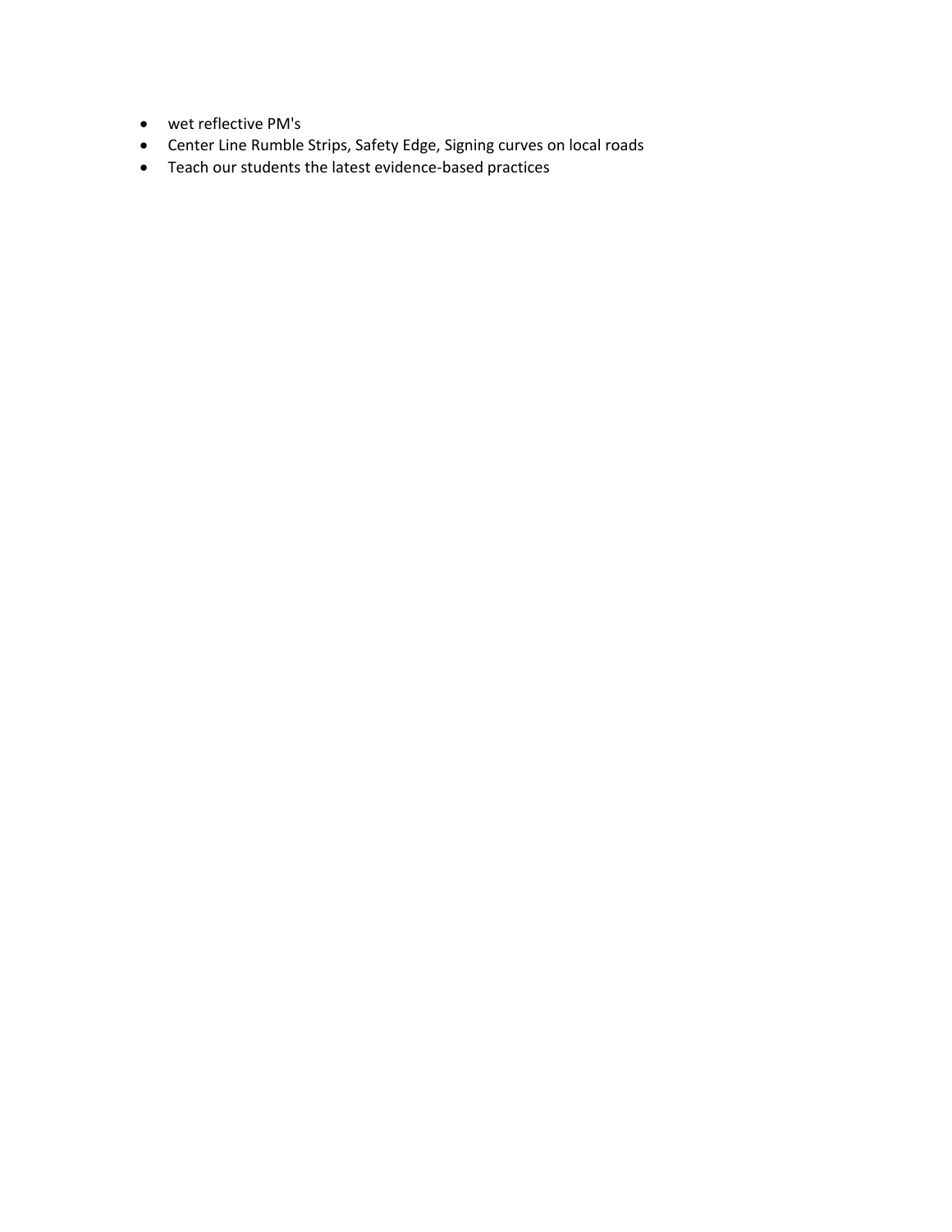- wet reflective PM's
- Center Line Rumble Strips, Safety Edge, Signing curves on local roads
- Teach our students the latest evidence-based practices